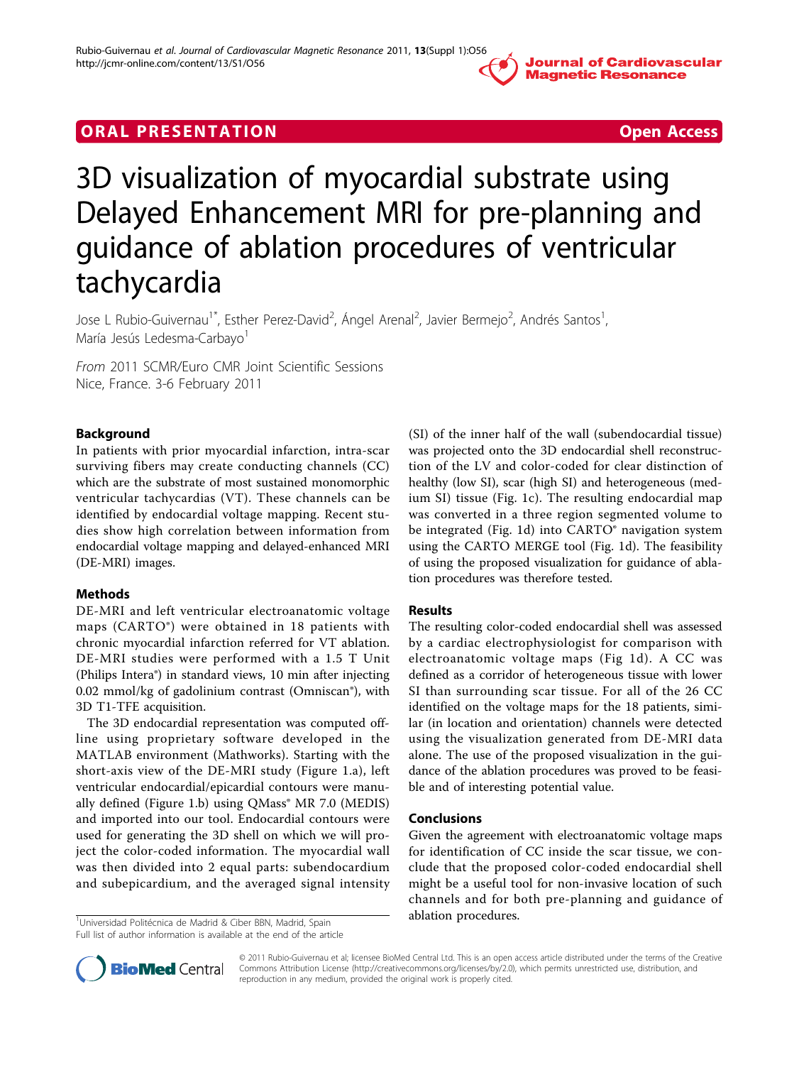ORAL PRESENTATION **Open Access**

# 3D visualization of myocardial substrate using Delayed Enhancement MRI for pre-planning and guidance of ablation procedures of ventricular tachycardia

Jose L Rubio-Guivernau[1*], Esther Perez-David[2], Ángel Arenal[2], Javier Bermejo[2], Andrés Santos[1], María Jesús Ledesma-Carbayo[1]

*From* 2011 SCMR/Euro CMR Joint Scientific Sessions
Nice, France. 3-6 February 2011

## Background

In patients with prior myocardial infarction, intra-scar surviving fibers may create conducting channels (CC) which are the substrate of most sustained monomorphic ventricular tachycardias (VT). These channels can be identified by endocardial voltage mapping. Recent studies show high correlation between information from endocardial voltage mapping and delayed-enhanced MRI (DE-MRI) images.

## Methods

DE-MRI and left ventricular electroanatomic voltage maps (CARTO®) were obtained in 18 patients with chronic myocardial infarction referred for VT ablation. DE-MRI studies were performed with a 1.5 T Unit (Philips Intera®) in standard views, 10 min after injecting 0.02 mmol/kg of gadolinium contrast (Omniscan®), with 3D T1-TFE acquisition.

The 3D endocardial representation was computed off-line using proprietary software developed in the MATLAB environment (Mathworks). Starting with the short-axis view of the DE-MRI study (Figure 1.a), left ventricular endocardial/epicardial contours were manually defined (Figure 1.b) using QMass® MR 7.0 (MEDIS) and imported into our tool. Endocardial contours were used for generating the 3D shell on which we will project the color-coded information. The myocardial wall was then divided into 2 equal parts: subendocardium and subepicardium, and the averaged signal intensity (SI) of the inner half of the wall (subendocardial tissue) was projected onto the 3D endocardial shell reconstruction of the LV and color-coded for clear distinction of healthy (low SI), scar (high SI) and heterogeneous (medium SI) tissue (Fig. 1c). The resulting endocardial map was converted in a three region segmented volume to be integrated (Fig. 1d) into CARTO® navigation system using the CARTO MERGE tool (Fig. 1d). The feasibility of using the proposed visualization for guidance of ablation procedures was therefore tested.

## Results

The resulting color-coded endocardial shell was assessed by a cardiac electrophysiologist for comparison with electroanatomic voltage maps (Fig 1d). A CC was defined as a corridor of heterogeneous tissue with lower SI than surrounding scar tissue. For all of the 26 CC identified on the voltage maps for the 18 patients, similar (in location and orientation) channels were detected using the visualization generated from DE-MRI data alone. The use of the proposed visualization in the guidance of the ablation procedures was proved to be feasible and of interesting potential value.

## Conclusions

Given the agreement with electroanatomic voltage maps for identification of CC inside the scar tissue, we conclude that the proposed color-coded endocardial shell might be a useful tool for non-invasive location of such channels and for both pre-planning and guidance of ablation procedures.

[1]Universidad Politécnica de Madrid & Ciber BBN, Madrid, Spain
Full list of author information is available at the end of the article

© 2011 Rubio-Guivernau et al; licensee BioMed Central Ltd. This is an open access article distributed under the terms of the Creative Commons Attribution License (http://creativecommons.org/licenses/by/2.0), which permits unrestricted use, distribution, and reproduction in any medium, provided the original work is properly cited.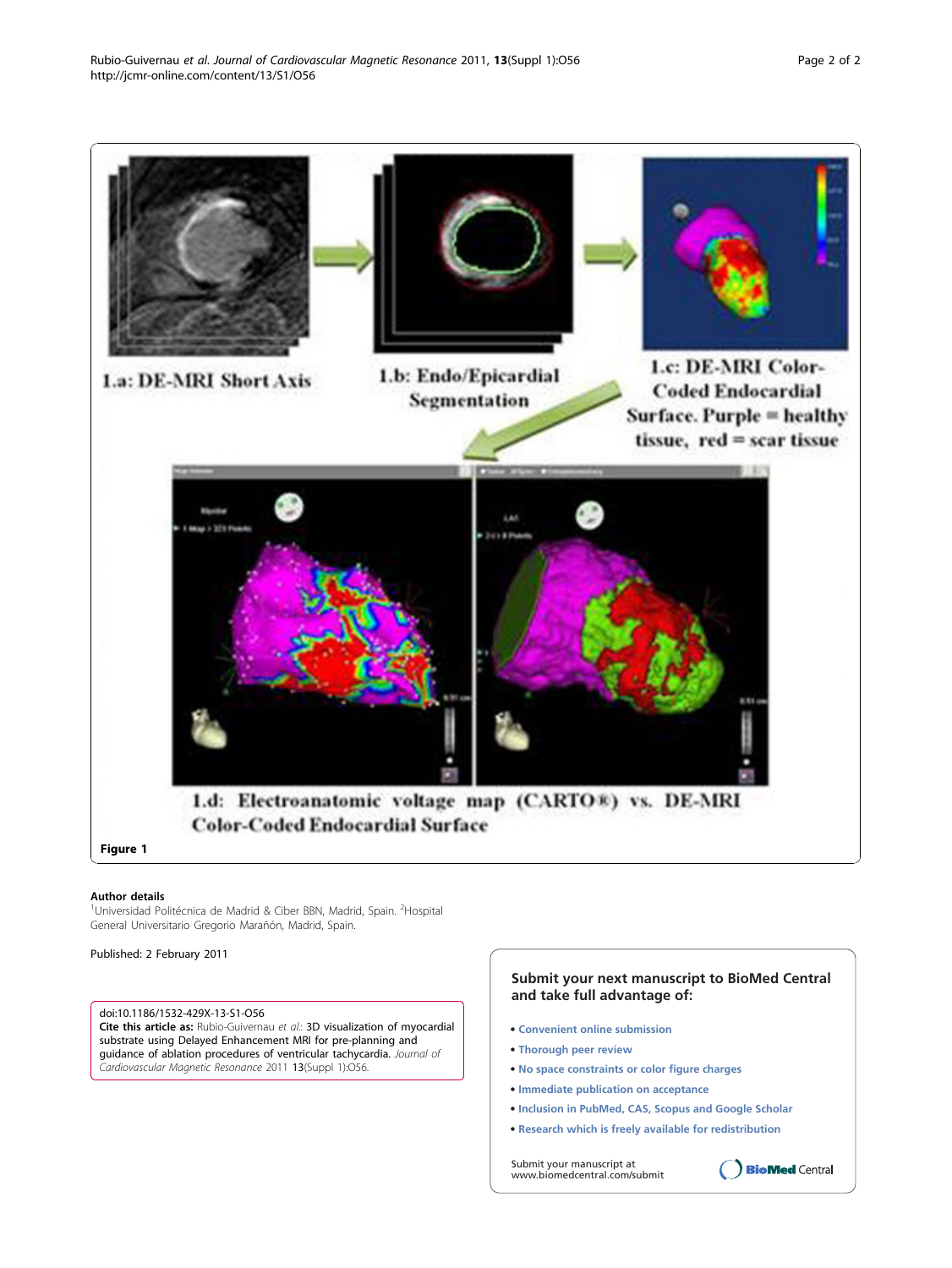1.a: DE-MRI Short Axis

1.b: Endo/Epicardial Segmentation

1.c: DE-MRI Color-Coded Endocardial Surface. Purple = healthy tissue, red = scar tissue

1.d: Electroanatomic voltage map (CARTO®) vs. DE-MRI Color-Coded Endocardial Surface

**Figure 1**

#### Author details

[1]Universidad Politécnica de Madrid & Ciber BBN, Madrid, Spain. [2]Hospital General Universitario Gregorio Marañón, Madrid, Spain.

Published: 2 February 2011

doi:10.1186/1532-429X-13-S1-O56

**Cite this article as:** Rubio-Guivernau *et al.*: 3D visualization of myocardial substrate using Delayed Enhancement MRI for pre-planning and guidance of ablation procedures of ventricular tachycardia. *Journal of Cardiovascular Magnetic Resonance* 2011 **13**(Suppl 1):O56.

**Submit your next manuscript to BioMed Central and take full advantage of:**

- Convenient online submission
- Thorough peer review
- No space constraints or color figure charges
- Immediate publication on acceptance
- Inclusion in PubMed, CAS, Scopus and Google Scholar
- Research which is freely available for redistribution

Submit your manuscript at www.biomedcentral.com/submit

BioMed Central